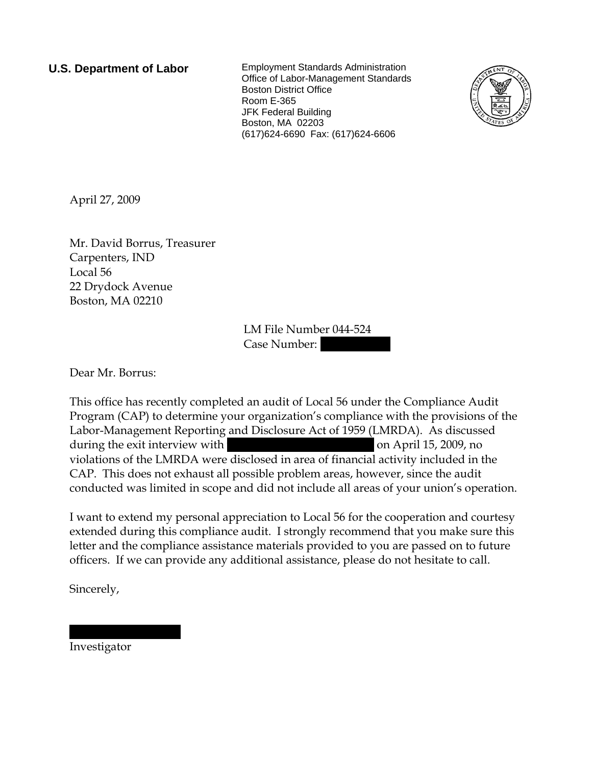**U.S. Department of Labor**

Employment Standards Administration
Office of Labor-Management Standards
Boston District Office
Room E-365
JFK Federal Building
Boston, MA 02203
(617)624-6690 Fax: (617)624-6606

April 27, 2009

Mr. David Borrus, Treasurer
Carpenters, IND
Local 56
22 Drydock Avenue
Boston, MA 02210

LM File Number 044-524
Case Number: [REDACTED]

Dear Mr. Borrus:

This office has recently completed an audit of Local 56 under the Compliance Audit Program (CAP) to determine your organization's compliance with the provisions of the Labor-Management Reporting and Disclosure Act of 1959 (LMRDA). As discussed during the exit interview with [REDACTED] on April 15, 2009, no violations of the LMRDA were disclosed in area of financial activity included in the CAP. This does not exhaust all possible problem areas, however, since the audit conducted was limited in scope and did not include all areas of your union's operation.

I want to extend my personal appreciation to Local 56 for the cooperation and courtesy extended during this compliance audit. I strongly recommend that you make sure this letter and the compliance assistance materials provided to you are passed on to future officers. If we can provide any additional assistance, please do not hesitate to call.

Sincerely,

[REDACTED]
Investigator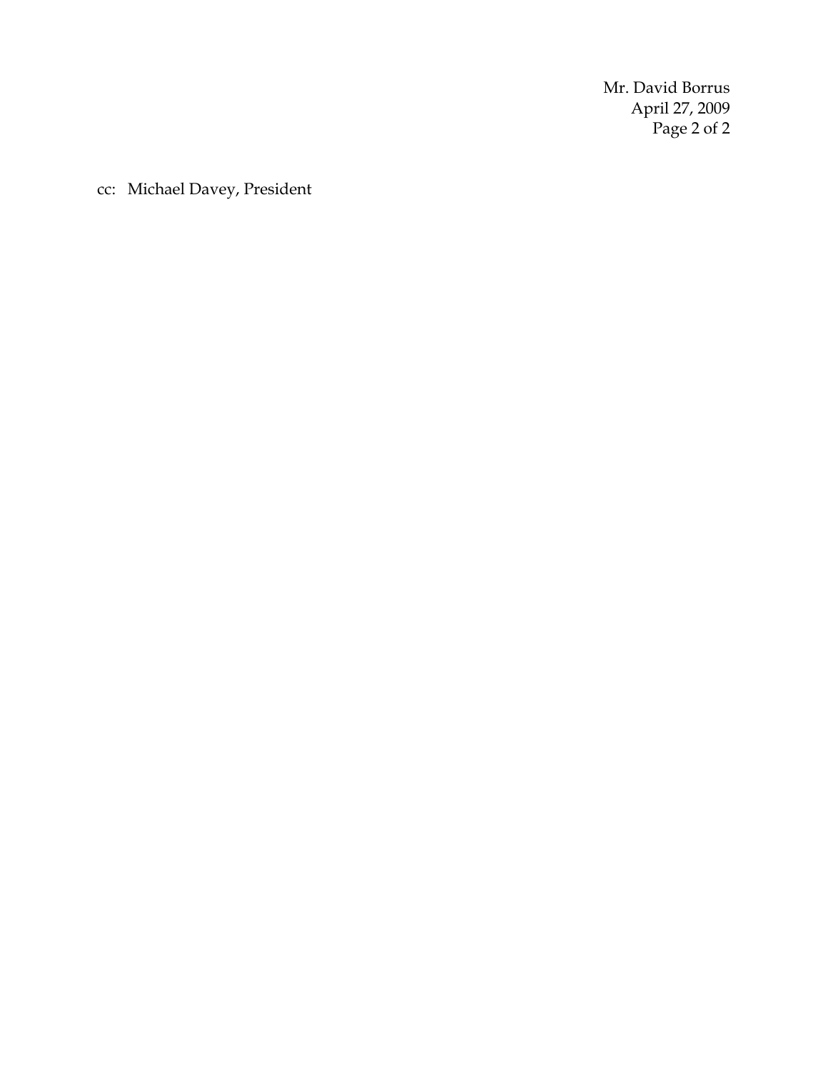cc: Michael Davey, President